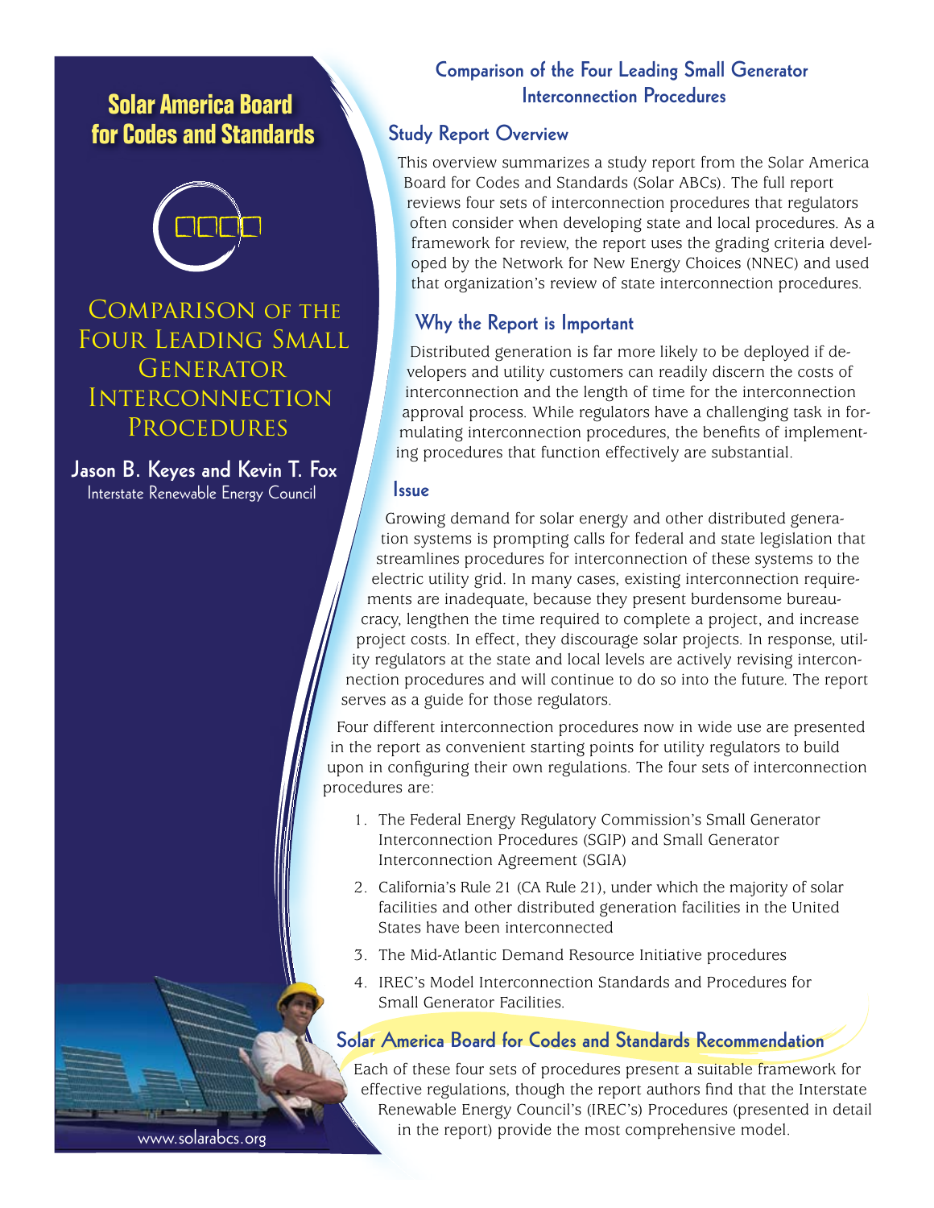# Solar America Board for Codes and Standards

## Comparison of the Four Leading Small Generator Interconnection Procedures

**Jason B. Keyes and Kevin T. Fox**
Interstate Renewable Energy Council

www.solarabcs.org

## Comparison of the Four Leading Small Generator Interconnection Procedures

### Study Report Overview

This overview summarizes a study report from the Solar America Board for Codes and Standards (Solar ABCs). The full report reviews four sets of interconnection procedures that regulators often consider when developing state and local procedures. As a framework for review, the report uses the grading criteria developed by the Network for New Energy Choices (NNEC) and used that organization's review of state interconnection procedures.

### Why the Report is Important

Distributed generation is far more likely to be deployed if developers and utility customers can readily discern the costs of interconnection and the length of time for the interconnection approval process. While regulators have a challenging task in formulating interconnection procedures, the benefits of implementing procedures that function effectively are substantial.

### Issue

Growing demand for solar energy and other distributed generation systems is prompting calls for federal and state legislation that streamlines procedures for interconnection of these systems to the electric utility grid. In many cases, existing interconnection requirements are inadequate, because they present burdensome bureaucracy, lengthen the time required to complete a project, and increase project costs. In effect, they discourage solar projects. In response, utility regulators at the state and local levels are actively revising interconnection procedures and will continue to do so into the future. The report serves as a guide for those regulators.

Four different interconnection procedures now in wide use are presented in the report as convenient starting points for utility regulators to build upon in configuring their own regulations. The four sets of interconnection procedures are:

1. The Federal Energy Regulatory Commission's Small Generator Interconnection Procedures (SGIP) and Small Generator Interconnection Agreement (SGIA)
2. California's Rule 21 (CA Rule 21), under which the majority of solar facilities and other distributed generation facilities in the United States have been interconnected
3. The Mid-Atlantic Demand Resource Initiative procedures
4. IREC's Model Interconnection Standards and Procedures for Small Generator Facilities.

### Solar America Board for Codes and Standards Recommendation

Each of these four sets of procedures present a suitable framework for effective regulations, though the report authors find that the Interstate Renewable Energy Council's (IREC's) Procedures (presented in detail in the report) provide the most comprehensive model.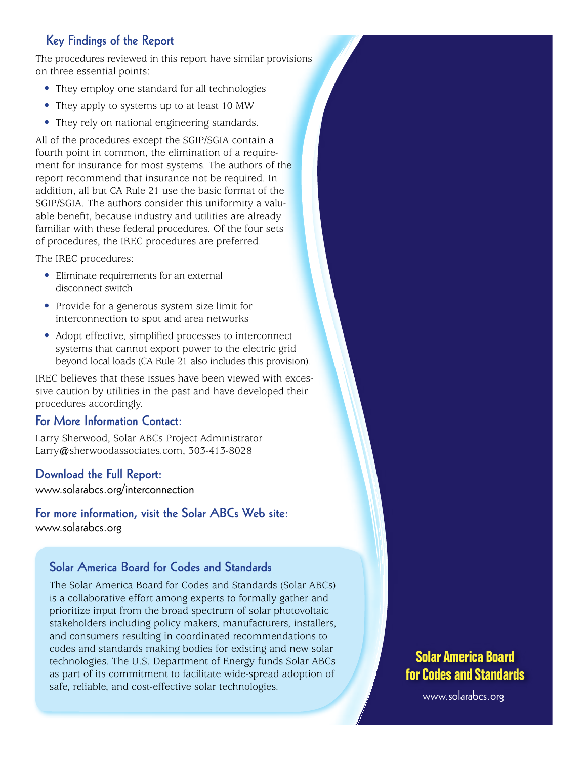## Key Findings of the Report

The procedures reviewed in this report have similar provisions on three essential points:

- They employ one standard for all technologies
- They apply to systems up to at least 10 MW
- They rely on national engineering standards.

All of the procedures except the SGIP/SGIA contain a fourth point in common, the elimination of a requirement for insurance for most systems. The authors of the report recommend that insurance not be required. In addition, all but CA Rule 21 use the basic format of the SGIP/SGIA. The authors consider this uniformity a valuable benefit, because industry and utilities are already familiar with these federal procedures. Of the four sets of procedures, the IREC procedures are preferred.

The IREC procedures:

- Eliminate requirements for an external disconnect switch
- Provide for a generous system size limit for interconnection to spot and area networks
- Adopt effective, simplified processes to interconnect systems that cannot export power to the electric grid beyond local loads (CA Rule 21 also includes this provision).

IREC believes that these issues have been viewed with excessive caution by utilities in the past and have developed their procedures accordingly.

## For More Information Contact:

Larry Sherwood, Solar ABCs Project Administrator
Larry@sherwoodassociates.com, 303-413-8028

## Download the Full Report:

www.solarabcs.org/interconnection

## For more information, visit the Solar ABCs Web site:

www.solarabcs.org

## Solar America Board for Codes and Standards

The Solar America Board for Codes and Standards (Solar ABCs) is a collaborative effort among experts to formally gather and prioritize input from the broad spectrum of solar photovoltaic stakeholders including policy makers, manufacturers, installers, and consumers resulting in coordinated recommendations to codes and standards making bodies for existing and new solar technologies. The U.S. Department of Energy funds Solar ABCs as part of its commitment to facilitate wide-spread adoption of safe, reliable, and cost-effective solar technologies.

**Solar America Board for Codes and Standards**

www.solarabcs.org